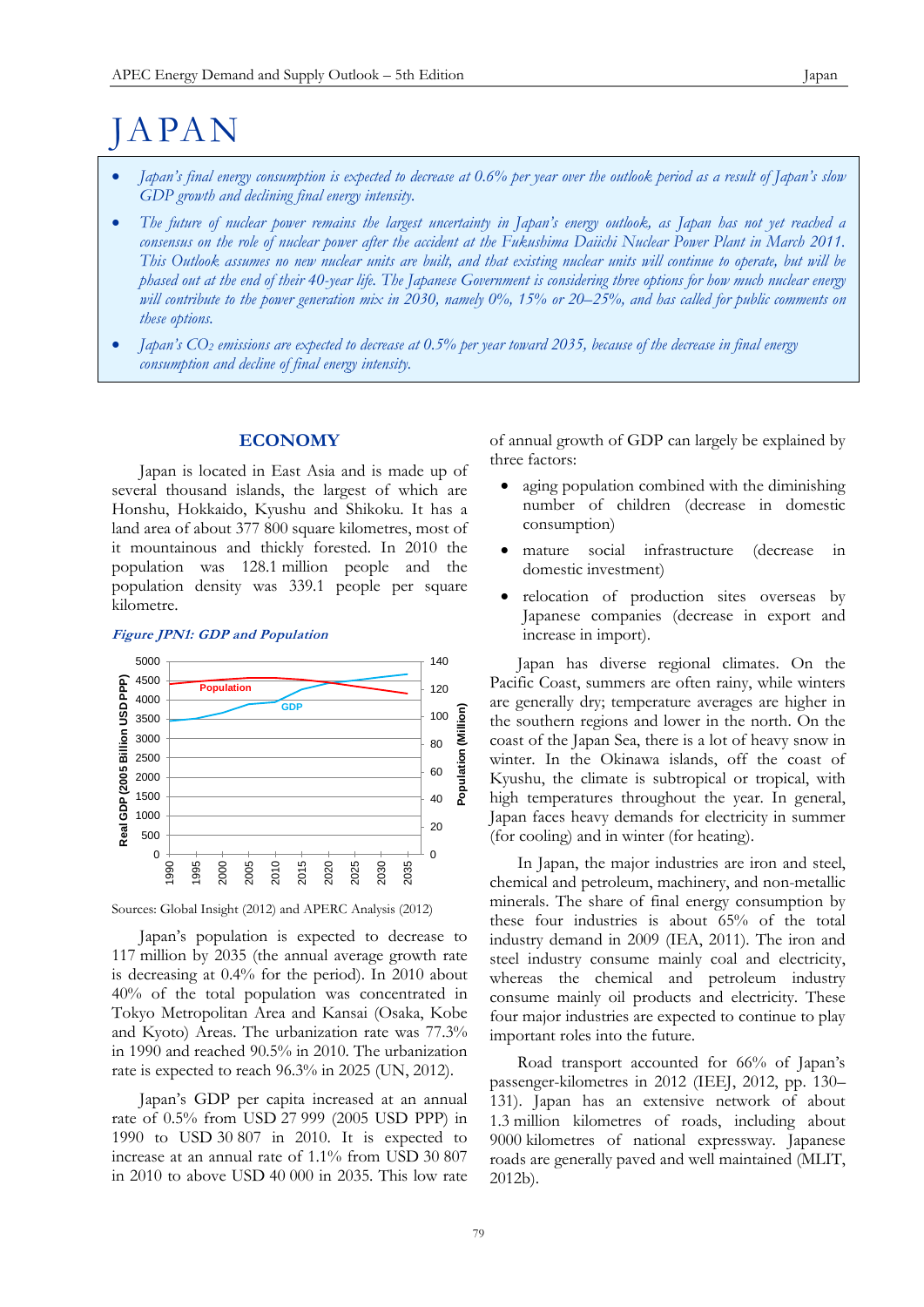# JAPAN

- *Japan's final energy consumption is expected to decrease at 0.6% per year over the outlook period as a result of Japan's slow GDP growth and declining final energy intensity.*
- *The future of nuclear power remains the largest uncertainty in Japan's energy outlook, as Japan has not yet reached a consensus on the role of nuclear power after the accident at the Fukushima Daiichi Nuclear Power Plant in March 2011. This Outlook assumes no new nuclear units are built, and that existing nuclear units will continue to operate, but will be phased out at the end of their 40-year life. The Japanese Government is considering three options for how much nuclear energy will contribute to the power generation mix in 2030, namely 0%, 15% or 20–25%, and has called for public comments on these options.*
- *Japan's $CO_2$ emissions are expected to decrease at 0.5% per year toward 2035, because of the decrease in final energy consumption and decline of final energy intensity.*

## ECONOMY

Japan is located in East Asia and is made up of several thousand islands, the largest of which are Honshu, Hokkaido, Kyushu and Shikoku. It has a land area of about 377 800 square kilometres, most of it mountainous and thickly forested. In 2010 the population was 128.1 million people and the population density was 339.1 people per square kilometre.

***Figure JPN1: GDP and Population***

Sources: Global Insight (2012) and APERC Analysis (2012)

Japan's population is expected to decrease to 117 million by 2035 (the annual average growth rate is decreasing at 0.4% for the period). In 2010 about 40% of the total population was concentrated in Tokyo Metropolitan Area and Kansai (Osaka, Kobe and Kyoto) Areas. The urbanization rate was 77.3% in 1990 and reached 90.5% in 2010. The urbanization rate is expected to reach 96.3% in 2025 (UN, 2012).

Japan's GDP per capita increased at an annual rate of 0.5% from USD 27 999 (2005 USD PPP) in 1990 to USD 30 807 in 2010. It is expected to increase at an annual rate of 1.1% from USD 30 807 in 2010 to above USD 40 000 in 2035. This low rate of annual growth of GDP can largely be explained by three factors:

- aging population combined with the diminishing number of children (decrease in domestic consumption)
- mature social infrastructure (decrease in domestic investment)
- relocation of production sites overseas by Japanese companies (decrease in export and increase in import).

Japan has diverse regional climates. On the Pacific Coast, summers are often rainy, while winters are generally dry; temperature averages are higher in the southern regions and lower in the north. On the coast of the Japan Sea, there is a lot of heavy snow in winter. In the Okinawa islands, off the coast of Kyushu, the climate is subtropical or tropical, with high temperatures throughout the year. In general, Japan faces heavy demands for electricity in summer (for cooling) and in winter (for heating).

In Japan, the major industries are iron and steel, chemical and petroleum, machinery, and non-metallic minerals. The share of final energy consumption by these four industries is about 65% of the total industry demand in 2009 (IEA, 2011). The iron and steel industry consume mainly coal and electricity, whereas the chemical and petroleum industry consume mainly oil products and electricity. These four major industries are expected to continue to play important roles into the future.

Road transport accounted for 66% of Japan's passenger-kilometres in 2012 (IEEJ, 2012, pp. 130–131). Japan has an extensive network of about 1.3 million kilometres of roads, including about 9000 kilometres of national expressway. Japanese roads are generally paved and well maintained (MLIT, 2012b).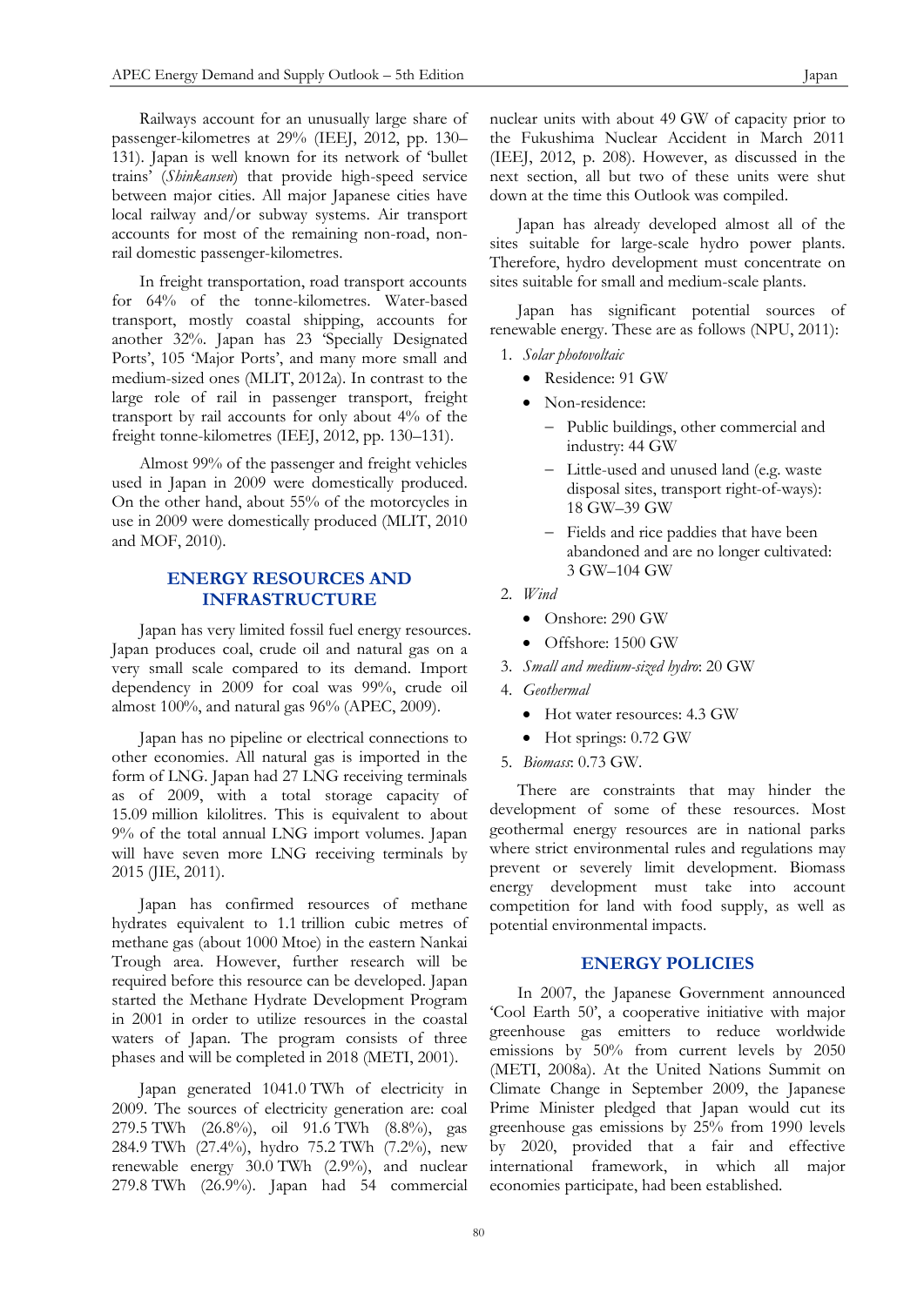Railways account for an unusually large share of passenger-kilometres at 29% (IEEJ, 2012, pp. 130–131). Japan is well known for its network of 'bullet trains' (*Shinkansen*) that provide high-speed service between major cities. All major Japanese cities have local railway and/or subway systems. Air transport accounts for most of the remaining non-road, non-rail domestic passenger-kilometres.

In freight transportation, road transport accounts for 64% of the tonne-kilometres. Water-based transport, mostly coastal shipping, accounts for another 32%. Japan has 23 'Specially Designated Ports', 105 'Major Ports', and many more small and medium-sized ones (MLIT, 2012a). In contrast to the large role of rail in passenger transport, freight transport by rail accounts for only about 4% of the freight tonne-kilometres (IEEJ, 2012, pp. 130–131).

Almost 99% of the passenger and freight vehicles used in Japan in 2009 were domestically produced. On the other hand, about 55% of the motorcycles in use in 2009 were domestically produced (MLIT, 2010 and MOF, 2010).

## ENERGY RESOURCES AND INFRASTRUCTURE

Japan has very limited fossil fuel energy resources. Japan produces coal, crude oil and natural gas on a very small scale compared to its demand. Import dependency in 2009 for coal was 99%, crude oil almost 100%, and natural gas 96% (APEC, 2009).

Japan has no pipeline or electrical connections to other economies. All natural gas is imported in the form of LNG. Japan had 27 LNG receiving terminals as of 2009, with a total storage capacity of 15.09 million kilolitres. This is equivalent to about 9% of the total annual LNG import volumes. Japan will have seven more LNG receiving terminals by 2015 (JIE, 2011).

Japan has confirmed resources of methane hydrates equivalent to 1.1 trillion cubic metres of methane gas (about 1000 Mtoe) in the eastern Nankai Trough area. However, further research will be required before this resource can be developed. Japan started the Methane Hydrate Development Program in 2001 in order to utilize resources in the coastal waters of Japan. The program consists of three phases and will be completed in 2018 (METI, 2001).

Japan generated 1041.0 TWh of electricity in 2009. The sources of electricity generation are: coal 279.5 TWh (26.8%), oil 91.6 TWh (8.8%), gas 284.9 TWh (27.4%), hydro 75.2 TWh (7.2%), new renewable energy 30.0 TWh (2.9%), and nuclear 279.8 TWh (26.9%). Japan had 54 commercial nuclear units with about 49 GW of capacity prior to the Fukushima Nuclear Accident in March 2011 (IEEJ, 2012, p. 208). However, as discussed in the next section, all but two of these units were shut down at the time this Outlook was compiled.

Japan has already developed almost all of the sites suitable for large-scale hydro power plants. Therefore, hydro development must concentrate on sites suitable for small and medium-scale plants.

Japan has significant potential sources of renewable energy. These are as follows (NPU, 2011):

1. *Solar photovoltaic*
   - Residence: 91 GW
   - Non-residence:
     - Public buildings, other commercial and industry: 44 GW
     - Little-used and unused land (e.g. waste disposal sites, transport right-of-ways): 18 GW–39 GW
     - Fields and rice paddies that have been abandoned and are no longer cultivated: 3 GW–104 GW
2. *Wind*
   - Onshore: 290 GW
   - Offshore: 1500 GW
3. *Small and medium-sized hydro*: 20 GW
4. *Geothermal*
   - Hot water resources: 4.3 GW
   - Hot springs: 0.72 GW
5. *Biomass*: 0.73 GW.

There are constraints that may hinder the development of some of these resources. Most geothermal energy resources are in national parks where strict environmental rules and regulations may prevent or severely limit development. Biomass energy development must take into account competition for land with food supply, as well as potential environmental impacts.

## ENERGY POLICIES

In 2007, the Japanese Government announced 'Cool Earth 50', a cooperative initiative with major greenhouse gas emitters to reduce worldwide emissions by 50% from current levels by 2050 (METI, 2008a). At the United Nations Summit on Climate Change in September 2009, the Japanese Prime Minister pledged that Japan would cut its greenhouse gas emissions by 25% from 1990 levels by 2020, provided that a fair and effective international framework, in which all major economies participate, had been established.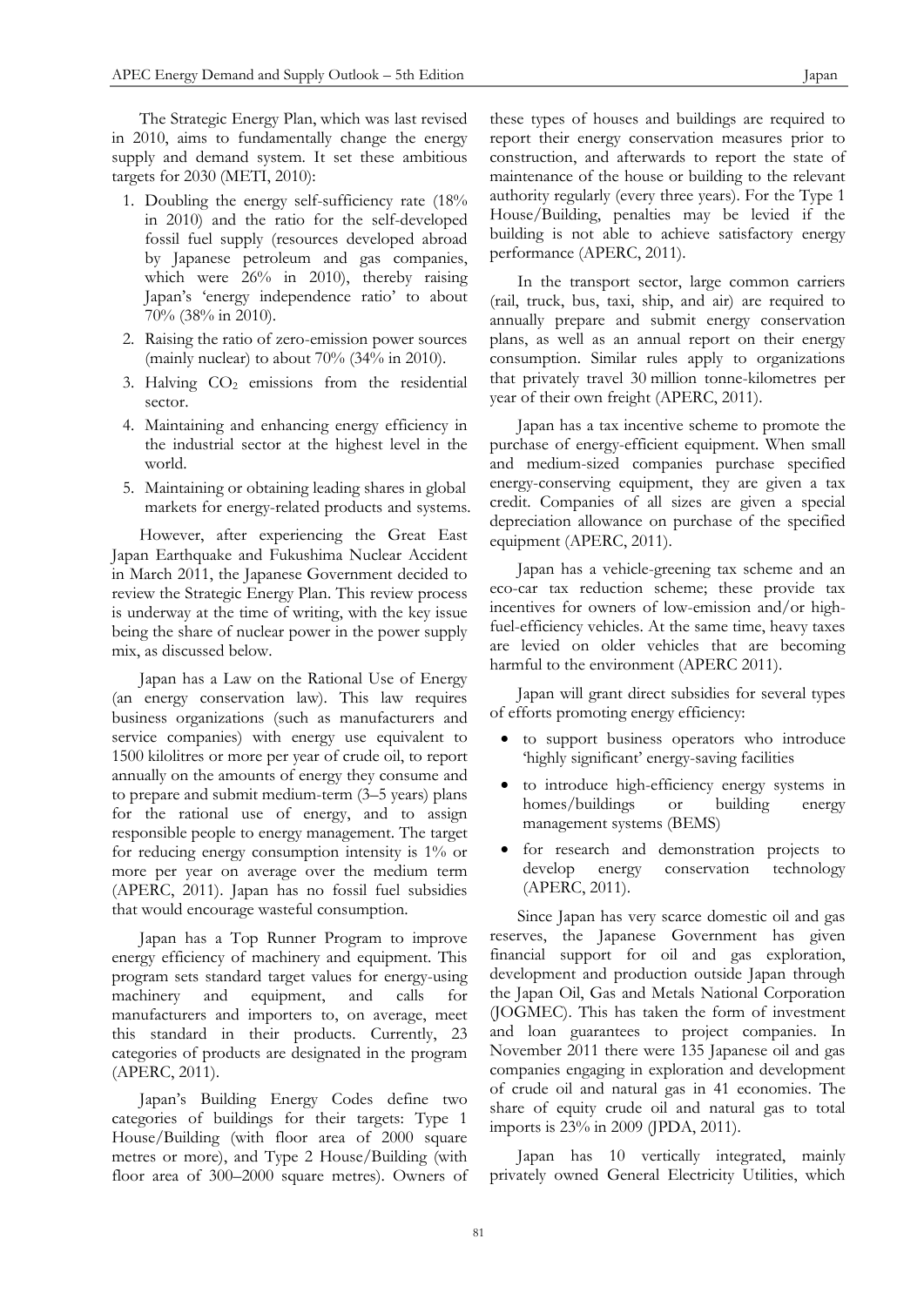The Strategic Energy Plan, which was last revised in 2010, aims to fundamentally change the energy supply and demand system. It set these ambitious targets for 2030 (METI, 2010):

1. Doubling the energy self-sufficiency rate (18% in 2010) and the ratio for the self-developed fossil fuel supply (resources developed abroad by Japanese petroleum and gas companies, which were 26% in 2010), thereby raising Japan's 'energy independence ratio' to about 70% (38% in 2010).
2. Raising the ratio of zero-emission power sources (mainly nuclear) to about 70% (34% in 2010).
3. Halving $CO_2$ emissions from the residential sector.
4. Maintaining and enhancing energy efficiency in the industrial sector at the highest level in the world.
5. Maintaining or obtaining leading shares in global markets for energy-related products and systems.

However, after experiencing the Great East Japan Earthquake and Fukushima Nuclear Accident in March 2011, the Japanese Government decided to review the Strategic Energy Plan. This review process is underway at the time of writing, with the key issue being the share of nuclear power in the power supply mix, as discussed below.

Japan has a Law on the Rational Use of Energy (an energy conservation law). This law requires business organizations (such as manufacturers and service companies) with energy use equivalent to 1500 kilolitres or more per year of crude oil, to report annually on the amounts of energy they consume and to prepare and submit medium-term (3–5 years) plans for the rational use of energy, and to assign responsible people to energy management. The target for reducing energy consumption intensity is 1% or more per year on average over the medium term (APERC, 2011). Japan has no fossil fuel subsidies that would encourage wasteful consumption.

Japan has a Top Runner Program to improve energy efficiency of machinery and equipment. This program sets standard target values for energy-using machinery and equipment, and calls for manufacturers and importers to, on average, meet this standard in their products. Currently, 23 categories of products are designated in the program (APERC, 2011).

Japan's Building Energy Codes define two categories of buildings for their targets: Type 1 House/Building (with floor area of 2000 square metres or more), and Type 2 House/Building (with floor area of 300–2000 square metres). Owners of these types of houses and buildings are required to report their energy conservation measures prior to construction, and afterwards to report the state of maintenance of the house or building to the relevant authority regularly (every three years). For the Type 1 House/Building, penalties may be levied if the building is not able to achieve satisfactory energy performance (APERC, 2011).

In the transport sector, large common carriers (rail, truck, bus, taxi, ship, and air) are required to annually prepare and submit energy conservation plans, as well as an annual report on their energy consumption. Similar rules apply to organizations that privately travel 30 million tonne-kilometres per year of their own freight (APERC, 2011).

Japan has a tax incentive scheme to promote the purchase of energy-efficient equipment. When small and medium-sized companies purchase specified energy-conserving equipment, they are given a tax credit. Companies of all sizes are given a special depreciation allowance on purchase of the specified equipment (APERC, 2011).

Japan has a vehicle-greening tax scheme and an eco-car tax reduction scheme; these provide tax incentives for owners of low-emission and/or high-fuel-efficiency vehicles. At the same time, heavy taxes are levied on older vehicles that are becoming harmful to the environment (APERC 2011).

Japan will grant direct subsidies for several types of efforts promoting energy efficiency:

- to support business operators who introduce 'highly significant' energy-saving facilities
- to introduce high-efficiency energy systems in homes/buildings or building energy management systems (BEMS)
- for research and demonstration projects to develop energy conservation technology (APERC, 2011).

Since Japan has very scarce domestic oil and gas reserves, the Japanese Government has given financial support for oil and gas exploration, development and production outside Japan through the Japan Oil, Gas and Metals National Corporation (JOGMEC). This has taken the form of investment and loan guarantees to project companies. In November 2011 there were 135 Japanese oil and gas companies engaging in exploration and development of crude oil and natural gas in 41 economies. The share of equity crude oil and natural gas to total imports is 23% in 2009 (JPDA, 2011).

Japan has 10 vertically integrated, mainly privately owned General Electricity Utilities, which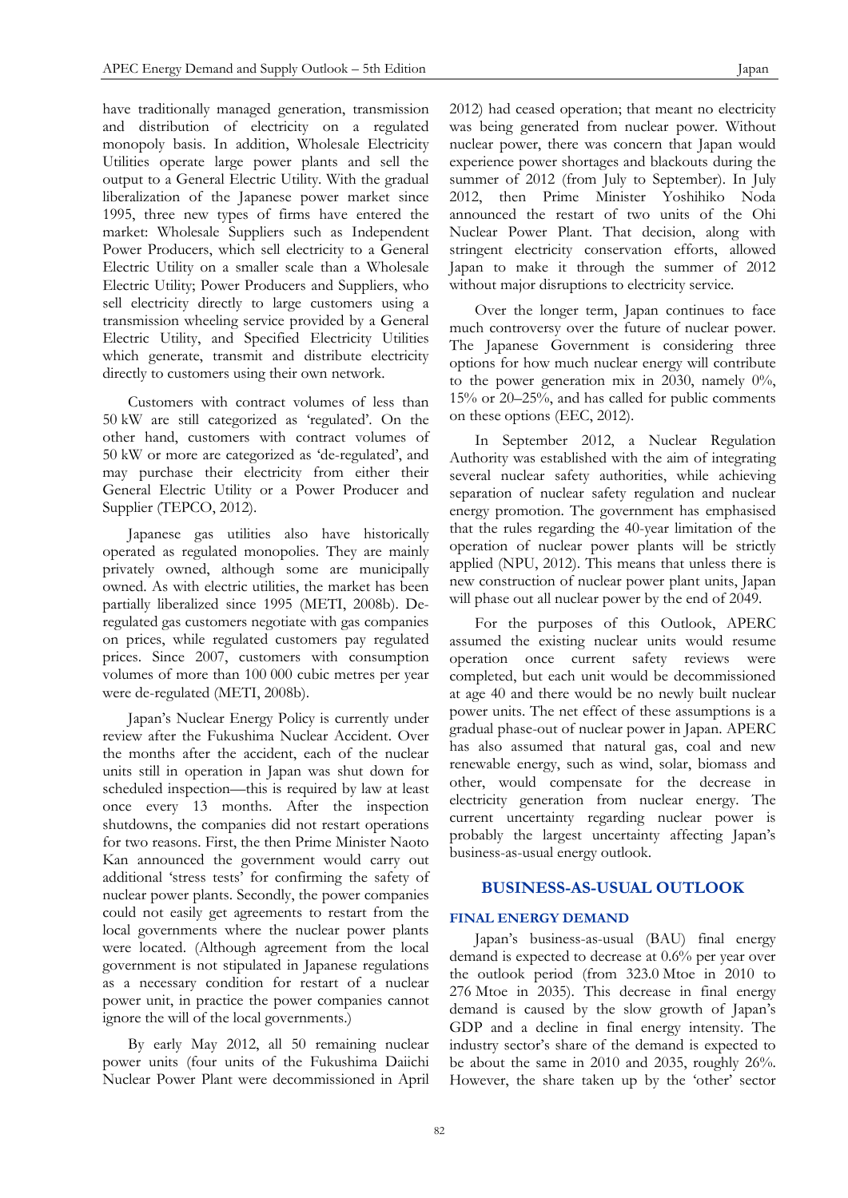have traditionally managed generation, transmission and distribution of electricity on a regulated monopoly basis. In addition, Wholesale Electricity Utilities operate large power plants and sell the output to a General Electric Utility. With the gradual liberalization of the Japanese power market since 1995, three new types of firms have entered the market: Wholesale Suppliers such as Independent Power Producers, which sell electricity to a General Electric Utility on a smaller scale than a Wholesale Electric Utility; Power Producers and Suppliers, who sell electricity directly to large customers using a transmission wheeling service provided by a General Electric Utility, and Specified Electricity Utilities which generate, transmit and distribute electricity directly to customers using their own network.

Customers with contract volumes of less than 50 kW are still categorized as 'regulated'. On the other hand, customers with contract volumes of 50 kW or more are categorized as 'de-regulated', and may purchase their electricity from either their General Electric Utility or a Power Producer and Supplier (TEPCO, 2012).

Japanese gas utilities also have historically operated as regulated monopolies. They are mainly privately owned, although some are municipally owned. As with electric utilities, the market has been partially liberalized since 1995 (METI, 2008b). De-regulated gas customers negotiate with gas companies on prices, while regulated customers pay regulated prices. Since 2007, customers with consumption volumes of more than 100 000 cubic metres per year were de-regulated (METI, 2008b).

Japan's Nuclear Energy Policy is currently under review after the Fukushima Nuclear Accident. Over the months after the accident, each of the nuclear units still in operation in Japan was shut down for scheduled inspection—this is required by law at least once every 13 months. After the inspection shutdowns, the companies did not restart operations for two reasons. First, the then Prime Minister Naoto Kan announced the government would carry out additional 'stress tests' for confirming the safety of nuclear power plants. Secondly, the power companies could not easily get agreements to restart from the local governments where the nuclear power plants were located. (Although agreement from the local government is not stipulated in Japanese regulations as a necessary condition for restart of a nuclear power unit, in practice the power companies cannot ignore the will of the local governments.)

By early May 2012, all 50 remaining nuclear power units (four units of the Fukushima Daiichi Nuclear Power Plant were decommissioned in April 2012) had ceased operation; that meant no electricity was being generated from nuclear power. Without nuclear power, there was concern that Japan would experience power shortages and blackouts during the summer of 2012 (from July to September). In July 2012, then Prime Minister Yoshihiko Noda announced the restart of two units of the Ohi Nuclear Power Plant. That decision, along with stringent electricity conservation efforts, allowed Japan to make it through the summer of 2012 without major disruptions to electricity service.

Over the longer term, Japan continues to face much controversy over the future of nuclear power. The Japanese Government is considering three options for how much nuclear energy will contribute to the power generation mix in 2030, namely 0%, 15% or 20–25%, and has called for public comments on these options (EEC, 2012).

In September 2012, a Nuclear Regulation Authority was established with the aim of integrating several nuclear safety authorities, while achieving separation of nuclear safety regulation and nuclear energy promotion. The government has emphasised that the rules regarding the 40-year limitation of the operation of nuclear power plants will be strictly applied (NPU, 2012). This means that unless there is new construction of nuclear power plant units, Japan will phase out all nuclear power by the end of 2049.

For the purposes of this Outlook, APERC assumed the existing nuclear units would resume operation once current safety reviews were completed, but each unit would be decommissioned at age 40 and there would be no newly built nuclear power units. The net effect of these assumptions is a gradual phase-out of nuclear power in Japan. APERC has also assumed that natural gas, coal and new renewable energy, such as wind, solar, biomass and other, would compensate for the decrease in electricity generation from nuclear energy. The current uncertainty regarding nuclear power is probably the largest uncertainty affecting Japan's business-as-usual energy outlook.

## BUSINESS-AS-USUAL OUTLOOK

### FINAL ENERGY DEMAND

Japan's business-as-usual (BAU) final energy demand is expected to decrease at 0.6% per year over the outlook period (from 323.0 Mtoe in 2010 to 276 Mtoe in 2035). This decrease in final energy demand is caused by the slow growth of Japan's GDP and a decline in final energy intensity. The industry sector's share of the demand is expected to be about the same in 2010 and 2035, roughly 26%. However, the share taken up by the 'other' sector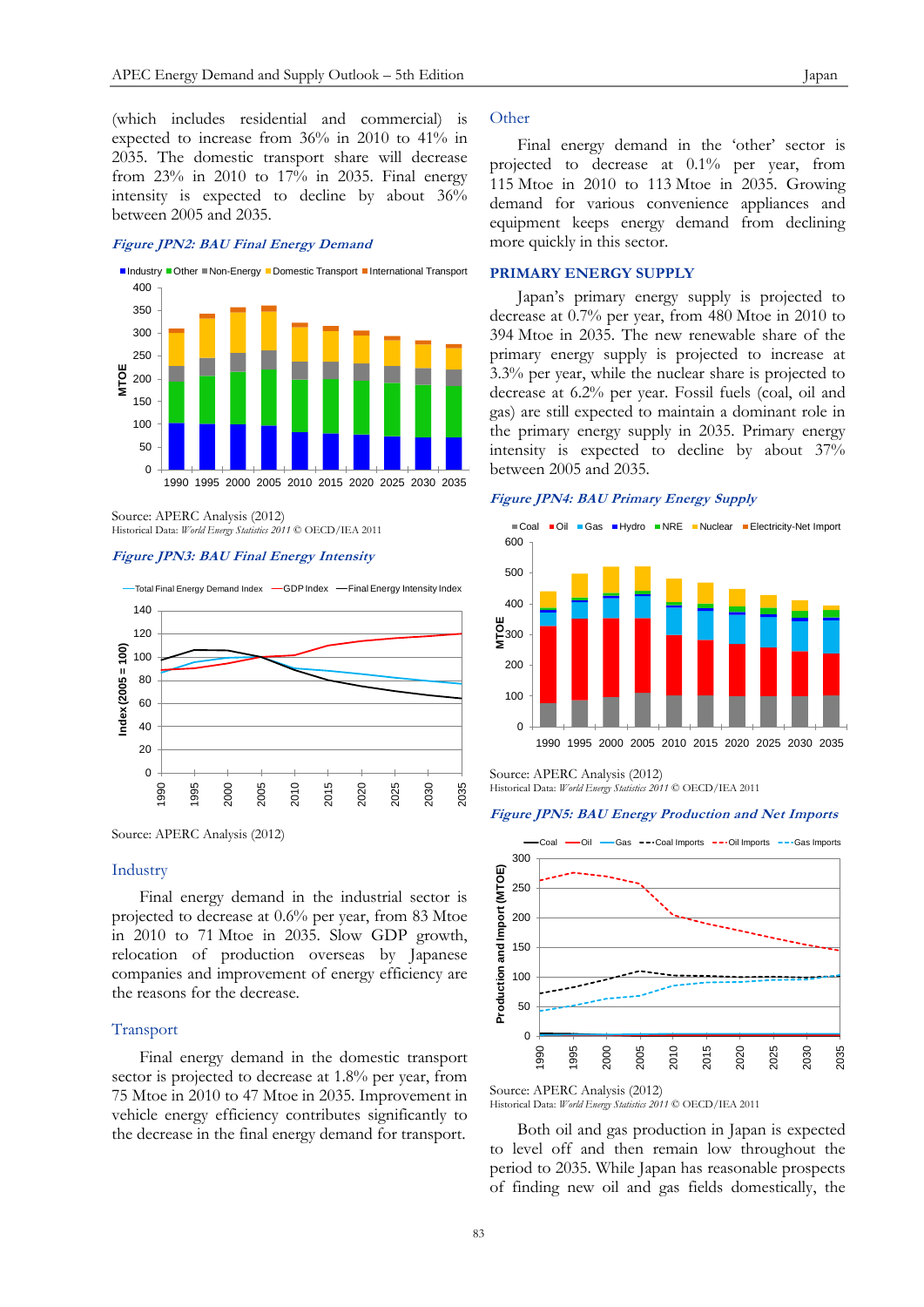(which includes residential and commercial) is expected to increase from 36% in 2010 to 41% in 2035. The domestic transport share will decrease from 23% in 2010 to 17% in 2035. Final energy intensity is expected to decline by about 36% between 2005 and 2035.

*Figure JPN2: BAU Final Energy Demand*

Source: APERC Analysis (2012)
Historical Data: *World Energy Statistics 2011* © OECD/IEA 2011

*Figure JPN3: BAU Final Energy Intensity*

Source: APERC Analysis (2012)

## Industry

Final energy demand in the industrial sector is projected to decrease at 0.6% per year, from 83 Mtoe in 2010 to 71 Mtoe in 2035. Slow GDP growth, relocation of production overseas by Japanese companies and improvement of energy efficiency are the reasons for the decrease.

## Transport

Final energy demand in the domestic transport sector is projected to decrease at 1.8% per year, from 75 Mtoe in 2010 to 47 Mtoe in 2035. Improvement in vehicle energy efficiency contributes significantly to the decrease in the final energy demand for transport.

## Other

Final energy demand in the 'other' sector is projected to decrease at 0.1% per year, from 115 Mtoe in 2010 to 113 Mtoe in 2035. Growing demand for various convenience appliances and equipment keeps energy demand from declining more quickly in this sector.

## PRIMARY ENERGY SUPPLY

Japan's primary energy supply is projected to decrease at 0.7% per year, from 480 Mtoe in 2010 to 394 Mtoe in 2035. The new renewable share of the primary energy supply is projected to increase at 3.3% per year, while the nuclear share is projected to decrease at 6.2% per year. Fossil fuels (coal, oil and gas) are still expected to maintain a dominant role in the primary energy supply in 2035. Primary energy intensity is expected to decline by about 37% between 2005 and 2035.

*Figure JPN4: BAU Primary Energy Supply*

Source: APERC Analysis (2012)
Historical Data: *World Energy Statistics 2011* © OECD/IEA 2011

*Figure JPN5: BAU Energy Production and Net Imports*

Source: APERC Analysis (2012)
Historical Data: *World Energy Statistics 2011* © OECD/IEA 2011

Both oil and gas production in Japan is expected to level off and then remain low throughout the period to 2035. While Japan has reasonable prospects of finding new oil and gas fields domestically, the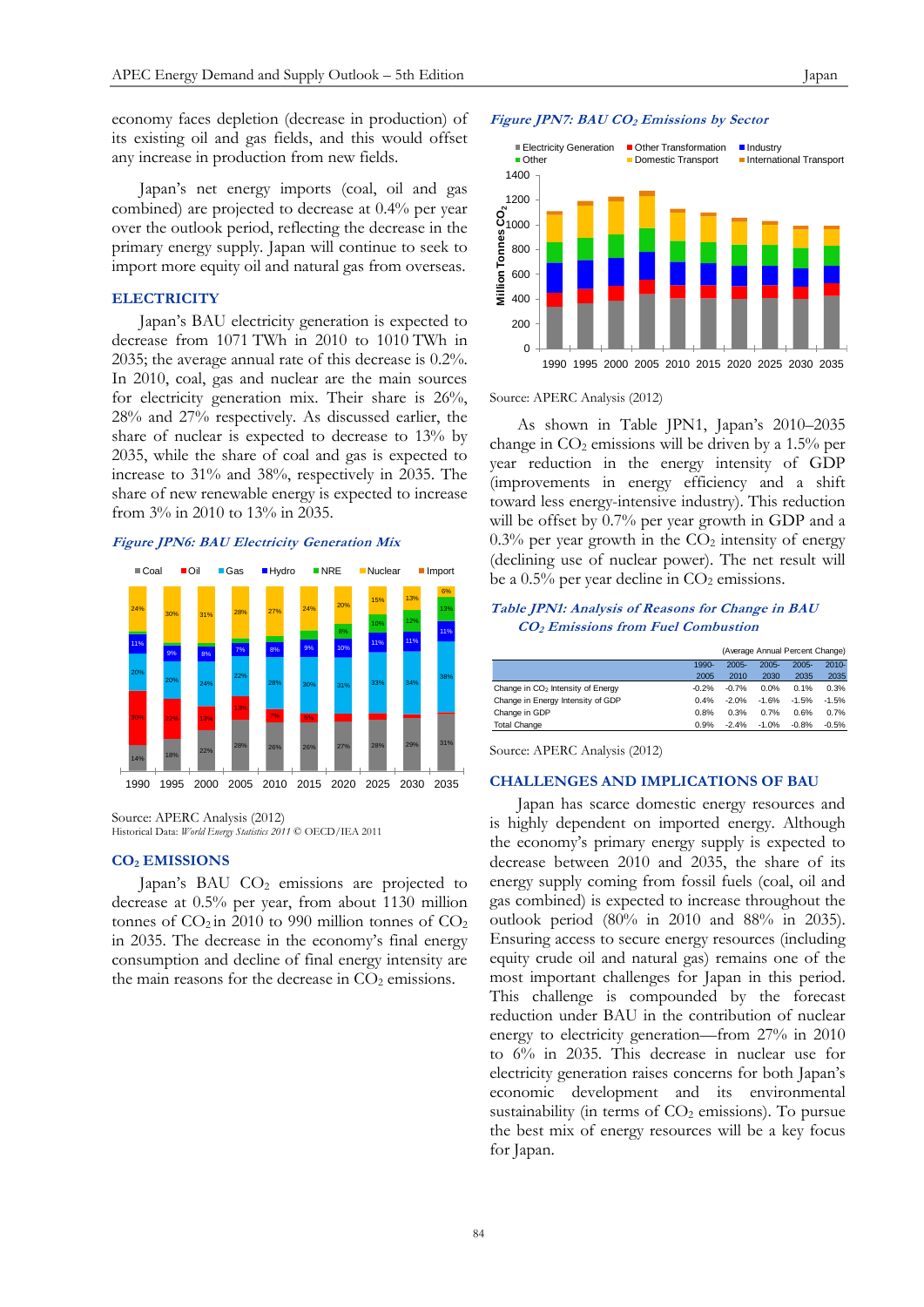economy faces depletion (decrease in production) of its existing oil and gas fields, and this would offset any increase in production from new fields.

Japan's net energy imports (coal, oil and gas combined) are projected to decrease at 0.4% per year over the outlook period, reflecting the decrease in the primary energy supply. Japan will continue to seek to import more equity oil and natural gas from overseas.

## ELECTRICITY

Japan's BAU electricity generation is expected to decrease from 1071 TWh in 2010 to 1010 TWh in 2035; the average annual rate of this decrease is 0.2%. In 2010, coal, gas and nuclear are the main sources for electricity generation mix. Their share is 26%, 28% and 27% respectively. As discussed earlier, the share of nuclear is expected to decrease to 13% by 2035, while the share of coal and gas is expected to increase to 31% and 38%, respectively in 2035. The share of new renewable energy is expected to increase from 3% in 2010 to 13% in 2035.

*Figure JPN6: BAU Electricity Generation Mix*

Source: APERC Analysis (2012)
Historical Data: *World Energy Statistics 2011* © OECD/IEA 2011

## $CO_2$ EMISSIONS

Japan's BAU $CO_2$ emissions are projected to decrease at 0.5% per year, from about 1130 million tonnes of $CO_2$ in 2010 to 990 million tonnes of $CO_2$ in 2035. The decrease in the economy's final energy consumption and decline of final energy intensity are the main reasons for the decrease in $CO_2$ emissions.

*Figure JPN7: BAU $CO_2$ Emissions by Sector*

Source: APERC Analysis (2012)

As shown in Table JPN1, Japan's 2010–2035 change in $CO_2$ emissions will be driven by a 1.5% per year reduction in the energy intensity of GDP (improvements in energy efficiency and a shift toward less energy-intensive industry). This reduction will be offset by 0.7% per year growth in GDP and a 0.3% per year growth in the $CO_2$ intensity of energy (declining use of nuclear power). The net result will be a 0.5% per year decline in $CO_2$ emissions.

*Table JPN1: Analysis of Reasons for Change in BAU $CO_2$ Emissions from Fuel Combustion*

(Average Annual Percent Change)

| | 1990-2005 | 2005-2010 | 2005-2030 | 2005-2035 | 2010-2035 |
|---|---|---|---|---|---|
| Change in $CO_2$ Intensity of Energy | -0.2% | -0.7% | 0.0% | 0.1% | 0.3% |
| Change in Energy Intensity of GDP | 0.4% | -2.0% | -1.6% | -1.5% | -1.5% |
| Change in GDP | 0.8% | 0.3% | 0.7% | 0.6% | 0.7% |
| Total Change | 0.9% | -2.4% | -1.0% | -0.8% | -0.5% |

Source: APERC Analysis (2012)

## CHALLENGES AND IMPLICATIONS OF BAU

Japan has scarce domestic energy resources and is highly dependent on imported energy. Although the economy's primary energy supply is expected to decrease between 2010 and 2035, the share of its energy supply coming from fossil fuels (coal, oil and gas combined) is expected to increase throughout the outlook period (80% in 2010 and 88% in 2035). Ensuring access to secure energy resources (including equity crude oil and natural gas) remains one of the most important challenges for Japan in this period. This challenge is compounded by the forecast reduction under BAU in the contribution of nuclear energy to electricity generation—from 27% in 2010 to 6% in 2035. This decrease in nuclear use for electricity generation raises concerns for both Japan's economic development and its environmental sustainability (in terms of $CO_2$ emissions). To pursue the best mix of energy resources will be a key focus for Japan.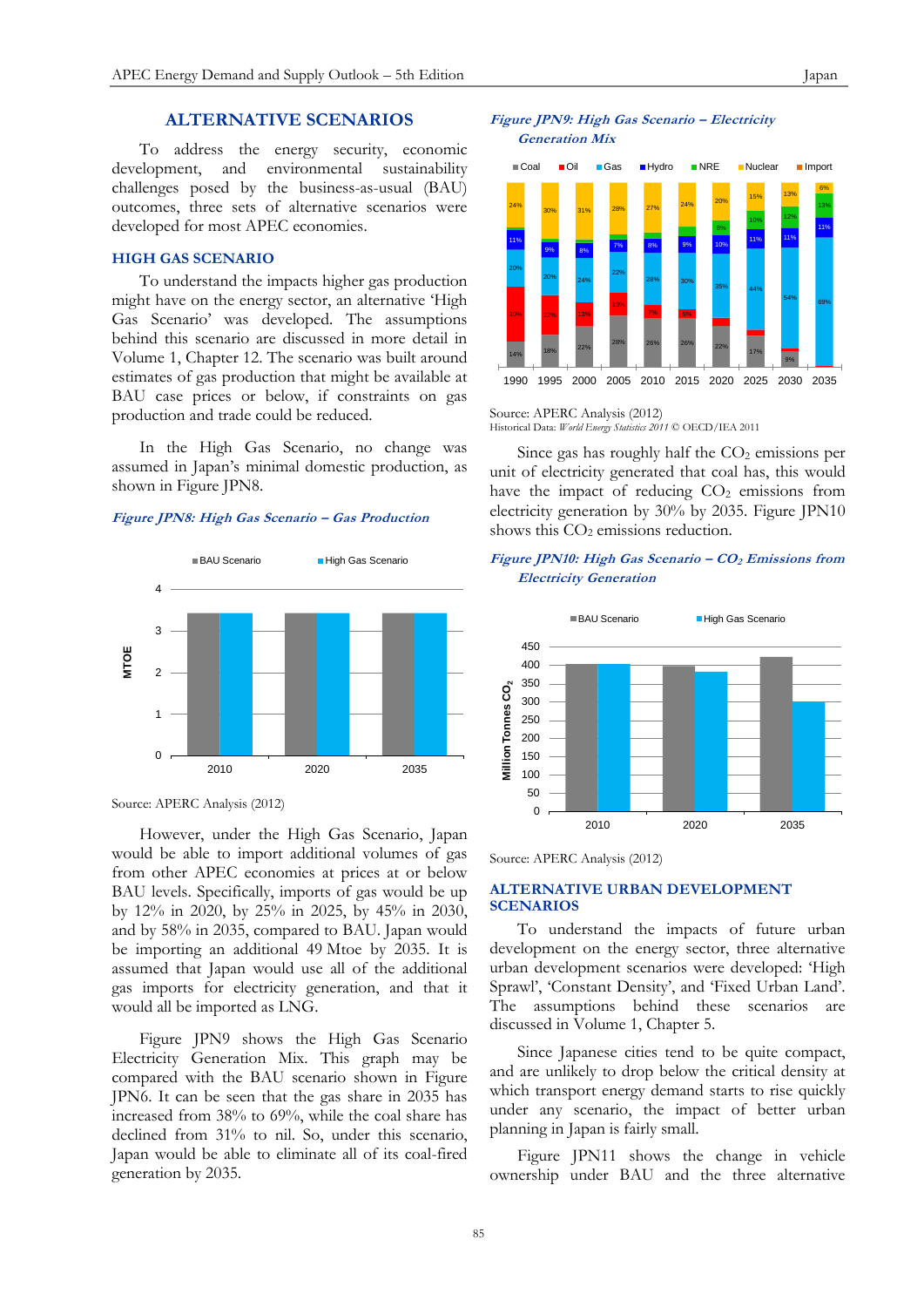## ALTERNATIVE SCENARIOS

To address the energy security, economic development, and environmental sustainability challenges posed by the business-as-usual (BAU) outcomes, three sets of alternative scenarios were developed for most APEC economies.

### HIGH GAS SCENARIO

To understand the impacts higher gas production might have on the energy sector, an alternative 'High Gas Scenario' was developed. The assumptions behind this scenario are discussed in more detail in Volume 1, Chapter 12. The scenario was built around estimates of gas production that might be available at BAU case prices or below, if constraints on gas production and trade could be reduced.

In the High Gas Scenario, no change was assumed in Japan's minimal domestic production, as shown in Figure JPN8.

*Figure JPN8: High Gas Scenario – Gas Production*

Source: APERC Analysis (2012)

However, under the High Gas Scenario, Japan would be able to import additional volumes of gas from other APEC economies at prices at or below BAU levels. Specifically, imports of gas would be up by 12% in 2020, by 25% in 2025, by 45% in 2030, and by 58% in 2035, compared to BAU. Japan would be importing an additional 49 Mtoe by 2035. It is assumed that Japan would use all of the additional gas imports for electricity generation, and that it would all be imported as LNG.

Figure JPN9 shows the High Gas Scenario Electricity Generation Mix. This graph may be compared with the BAU scenario shown in Figure JPN6. It can be seen that the gas share in 2035 has increased from 38% to 69%, while the coal share has declined from 31% to nil. So, under this scenario, Japan would be able to eliminate all of its coal-fired generation by 2035.

*Figure JPN9: High Gas Scenario – Electricity Generation Mix*

Source: APERC Analysis (2012)
Historical Data: *World Energy Statistics 2011* © OECD/IEA 2011

Since gas has roughly half the $CO_2$ emissions per unit of electricity generated that coal has, this would have the impact of reducing $CO_2$ emissions from electricity generation by 30% by 2035. Figure JPN10 shows this $CO_2$ emissions reduction.

*Figure JPN10: High Gas Scenario – $CO_2$ Emissions from Electricity Generation*

Source: APERC Analysis (2012)

### ALTERNATIVE URBAN DEVELOPMENT SCENARIOS

To understand the impacts of future urban development on the energy sector, three alternative urban development scenarios were developed: 'High Sprawl', 'Constant Density', and 'Fixed Urban Land'. The assumptions behind these scenarios are discussed in Volume 1, Chapter 5.

Since Japanese cities tend to be quite compact, and are unlikely to drop below the critical density at which transport energy demand starts to rise quickly under any scenario, the impact of better urban planning in Japan is fairly small.

Figure JPN11 shows the change in vehicle ownership under BAU and the three alternative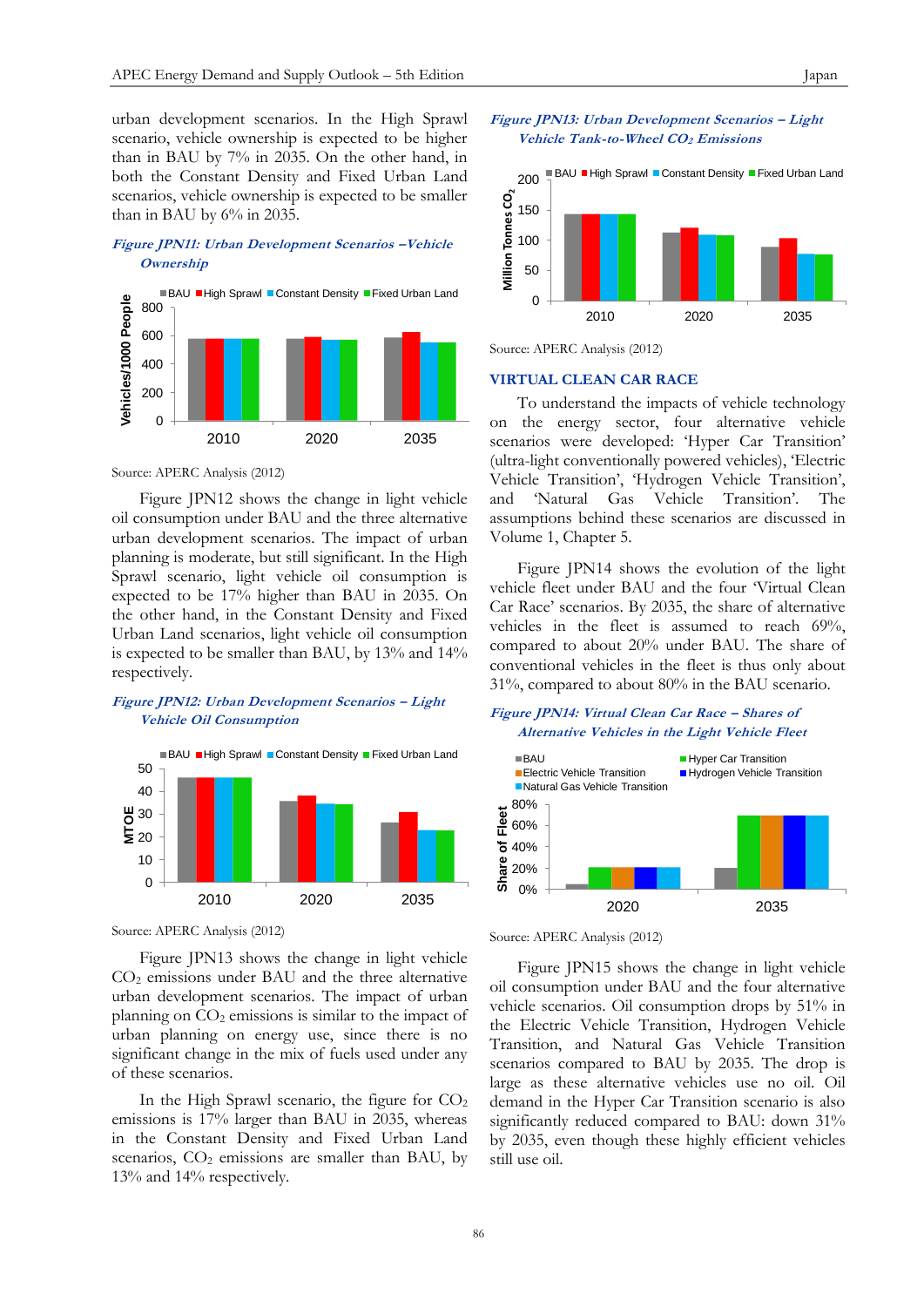urban development scenarios. In the High Sprawl scenario, vehicle ownership is expected to be higher than in BAU by 7% in 2035. On the other hand, in both the Constant Density and Fixed Urban Land scenarios, vehicle ownership is expected to be smaller than in BAU by 6% in 2035.

***Figure JPN11: Urban Development Scenarios –Vehicle Ownership***

Source: APERC Analysis (2012)

Figure JPN12 shows the change in light vehicle oil consumption under BAU and the three alternative urban development scenarios. The impact of urban planning is moderate, but still significant. In the High Sprawl scenario, light vehicle oil consumption is expected to be 17% higher than BAU in 2035. On the other hand, in the Constant Density and Fixed Urban Land scenarios, light vehicle oil consumption is expected to be smaller than BAU, by 13% and 14% respectively.

***Figure JPN12: Urban Development Scenarios – Light Vehicle Oil Consumption***

Source: APERC Analysis (2012)

Figure JPN13 shows the change in light vehicle $CO_2$ emissions under BAU and the three alternative urban development scenarios. The impact of urban planning on $CO_2$ emissions is similar to the impact of urban planning on energy use, since there is no significant change in the mix of fuels used under any of these scenarios.

In the High Sprawl scenario, the figure for $CO_2$ emissions is 17% larger than BAU in 2035, whereas in the Constant Density and Fixed Urban Land scenarios, $CO_2$ emissions are smaller than BAU, by 13% and 14% respectively.

***Figure JPN13: Urban Development Scenarios – Light Vehicle Tank-to-Wheel $CO_2$ Emissions***

Source: APERC Analysis (2012)

## VIRTUAL CLEAN CAR RACE

To understand the impacts of vehicle technology on the energy sector, four alternative vehicle scenarios were developed: 'Hyper Car Transition' (ultra-light conventionally powered vehicles), 'Electric Vehicle Transition', 'Hydrogen Vehicle Transition', and 'Natural Gas Vehicle Transition'. The assumptions behind these scenarios are discussed in Volume 1, Chapter 5.

Figure JPN14 shows the evolution of the light vehicle fleet under BAU and the four 'Virtual Clean Car Race' scenarios. By 2035, the share of alternative vehicles in the fleet is assumed to reach 69%, compared to about 20% under BAU. The share of conventional vehicles in the fleet is thus only about 31%, compared to about 80% in the BAU scenario.

***Figure JPN14: Virtual Clean Car Race – Shares of Alternative Vehicles in the Light Vehicle Fleet***

Source: APERC Analysis (2012)

Figure JPN15 shows the change in light vehicle oil consumption under BAU and the four alternative vehicle scenarios. Oil consumption drops by 51% in the Electric Vehicle Transition, Hydrogen Vehicle Transition, and Natural Gas Vehicle Transition scenarios compared to BAU by 2035. The drop is large as these alternative vehicles use no oil. Oil demand in the Hyper Car Transition scenario is also significantly reduced compared to BAU: down 31% by 2035, even though these highly efficient vehicles still use oil.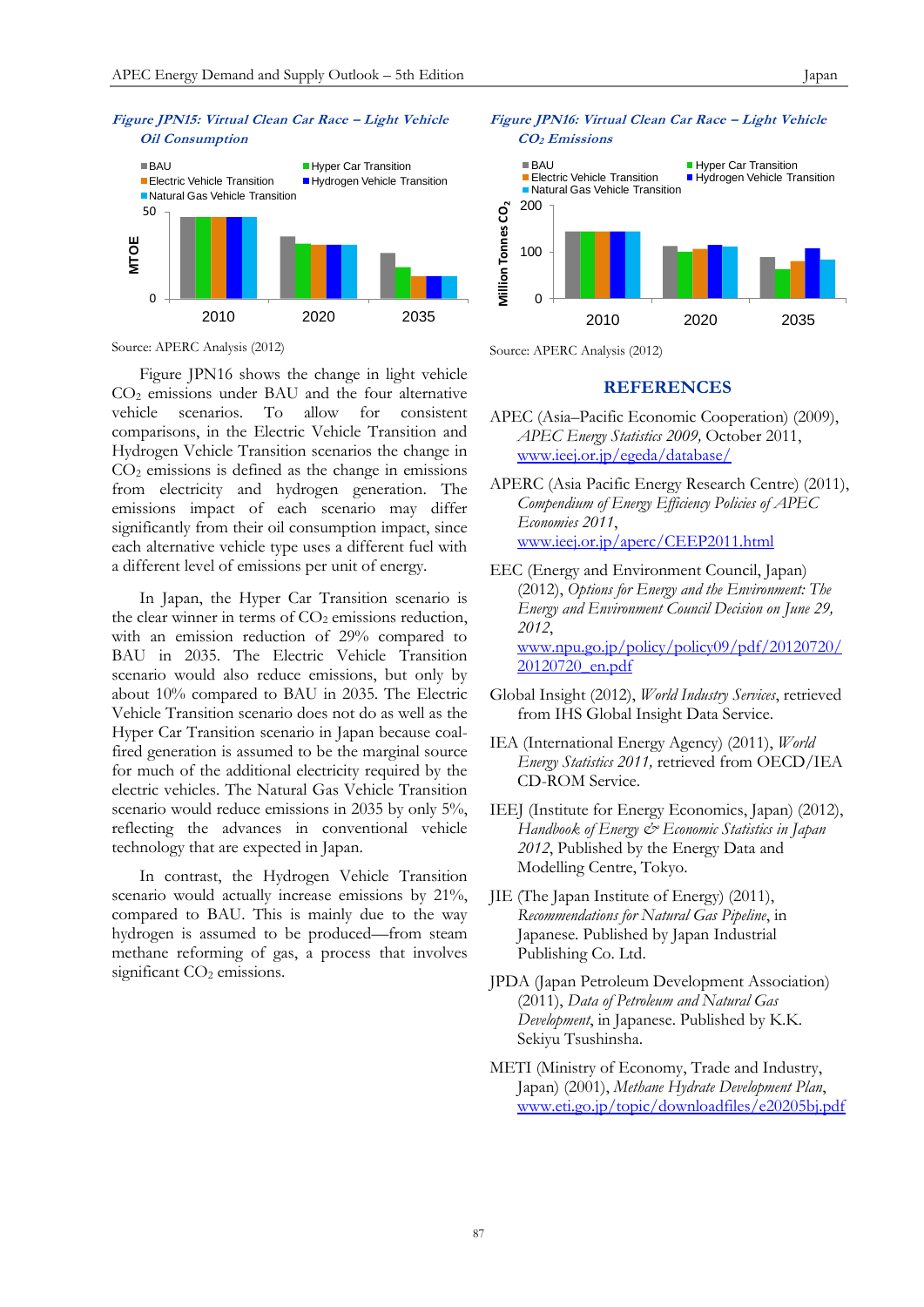*Figure JPN15: Virtual Clean Car Race – Light Vehicle Oil Consumption*

Source: APERC Analysis (2012)

*Figure JPN16: Virtual Clean Car Race – Light Vehicle $CO_2$ Emissions*

Source: APERC Analysis (2012)

Figure JPN16 shows the change in light vehicle $CO_2$ emissions under BAU and the four alternative vehicle scenarios. To allow for consistent comparisons, in the Electric Vehicle Transition and Hydrogen Vehicle Transition scenarios the change in $CO_2$ emissions is defined as the change in emissions from electricity and hydrogen generation. The emissions impact of each scenario may differ significantly from their oil consumption impact, since each alternative vehicle type uses a different fuel with a different level of emissions per unit of energy.

In Japan, the Hyper Car Transition scenario is the clear winner in terms of $CO_2$ emissions reduction, with an emission reduction of 29% compared to BAU in 2035. The Electric Vehicle Transition scenario would also reduce emissions, but only by about 10% compared to BAU in 2035. The Electric Vehicle Transition scenario does not do as well as the Hyper Car Transition scenario in Japan because coal-fired generation is assumed to be the marginal source for much of the additional electricity required by the electric vehicles. The Natural Gas Vehicle Transition scenario would reduce emissions in 2035 by only 5%, reflecting the advances in conventional vehicle technology that are expected in Japan.

In contrast, the Hydrogen Vehicle Transition scenario would actually increase emissions by 21%, compared to BAU. This is mainly due to the way hydrogen is assumed to be produced—from steam methane reforming of gas, a process that involves significant $CO_2$ emissions.

## REFERENCES

APEC (Asia–Pacific Economic Cooperation) (2009), *APEC Energy Statistics 2009,* October 2011, www.ieej.or.jp/egeda/database/

APERC (Asia Pacific Energy Research Centre) (2011), *Compendium of Energy Efficiency Policies of APEC Economies 2011*, www.ieej.or.jp/aperc/CEEP2011.html

EEC (Energy and Environment Council, Japan) (2012), *Options for Energy and the Environment: The Energy and Environment Council Decision on June 29, 2012*, www.npu.go.jp/policy/policy09/pdf/20120720/20120720_en.pdf

Global Insight (2012), *World Industry Services*, retrieved from IHS Global Insight Data Service.

IEA (International Energy Agency) (2011), *World Energy Statistics 2011,* retrieved from OECD/IEA CD-ROM Service.

IEEJ (Institute for Energy Economics, Japan) (2012), *Handbook of Energy & Economic Statistics in Japan 2012*, Published by the Energy Data and Modelling Centre, Tokyo.

JIE (The Japan Institute of Energy) (2011), *Recommendations for Natural Gas Pipeline*, in Japanese. Published by Japan Industrial Publishing Co. Ltd.

JPDA (Japan Petroleum Development Association) (2011), *Data of Petroleum and Natural Gas Development*, in Japanese. Published by K.K. Sekiyu Tsushinsha.

METI (Ministry of Economy, Trade and Industry, Japan) (2001), *Methane Hydrate Development Plan*, www.eti.go.jp/topic/downloadfiles/e20205bj.pdf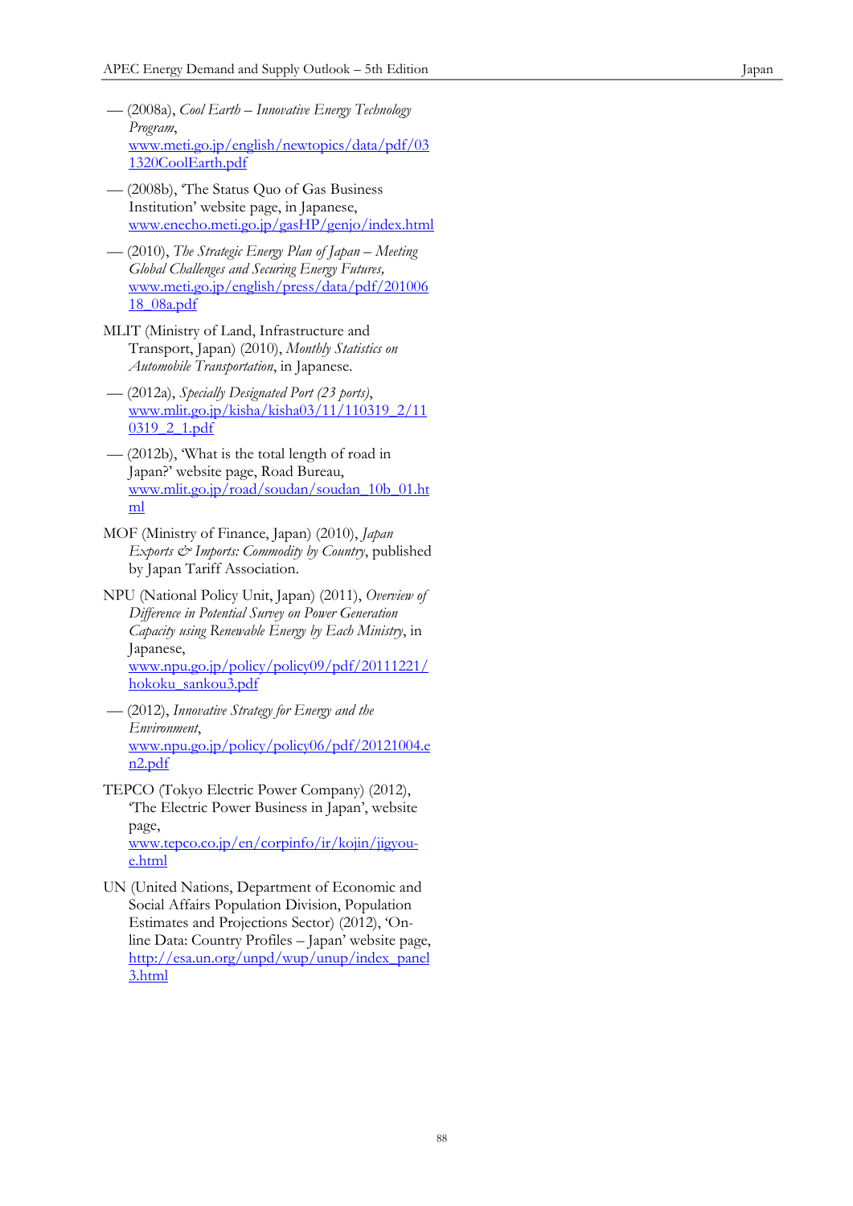— (2008a), *Cool Earth – Innovative Energy Technology Program*, www.meti.go.jp/english/newtopics/data/pdf/031320CoolEarth.pdf

— (2008b), 'The Status Quo of Gas Business Institution' website page, in Japanese, www.enecho.meti.go.jp/gasHP/genjo/index.html

— (2010), *The Strategic Energy Plan of Japan – Meeting Global Challenges and Securing Energy Futures,* www.meti.go.jp/english/press/data/pdf/20100618_08a.pdf

MLIT (Ministry of Land, Infrastructure and Transport, Japan) (2010), *Monthly Statistics on Automobile Transportation*, in Japanese.

— (2012a), *Specially Designated Port (23 ports)*, www.mlit.go.jp/kisha/kisha03/11/110319_2/110319_2_1.pdf

— (2012b), 'What is the total length of road in Japan?' website page, Road Bureau, www.mlit.go.jp/road/soudan/soudan_10b_01.html

MOF (Ministry of Finance, Japan) (2010), *Japan Exports & Imports: Commodity by Country*, published by Japan Tariff Association.

NPU (National Policy Unit, Japan) (2011), *Overview of Difference in Potential Survey on Power Generation Capacity using Renewable Energy by Each Ministry*, in Japanese, www.npu.go.jp/policy/policy09/pdf/20111221/hokoku_sankou3.pdf

— (2012), *Innovative Strategy for Energy and the Environment*, www.npu.go.jp/policy/policy06/pdf/20121004.en2.pdf

TEPCO (Tokyo Electric Power Company) (2012), 'The Electric Power Business in Japan', website page, www.tepco.co.jp/en/corpinfo/ir/kojin/jigyou-e.html

UN (United Nations, Department of Economic and Social Affairs Population Division, Population Estimates and Projections Sector) (2012), 'On-line Data: Country Profiles – Japan' website page, http://esa.un.org/unpd/wup/unup/index_panel3.html